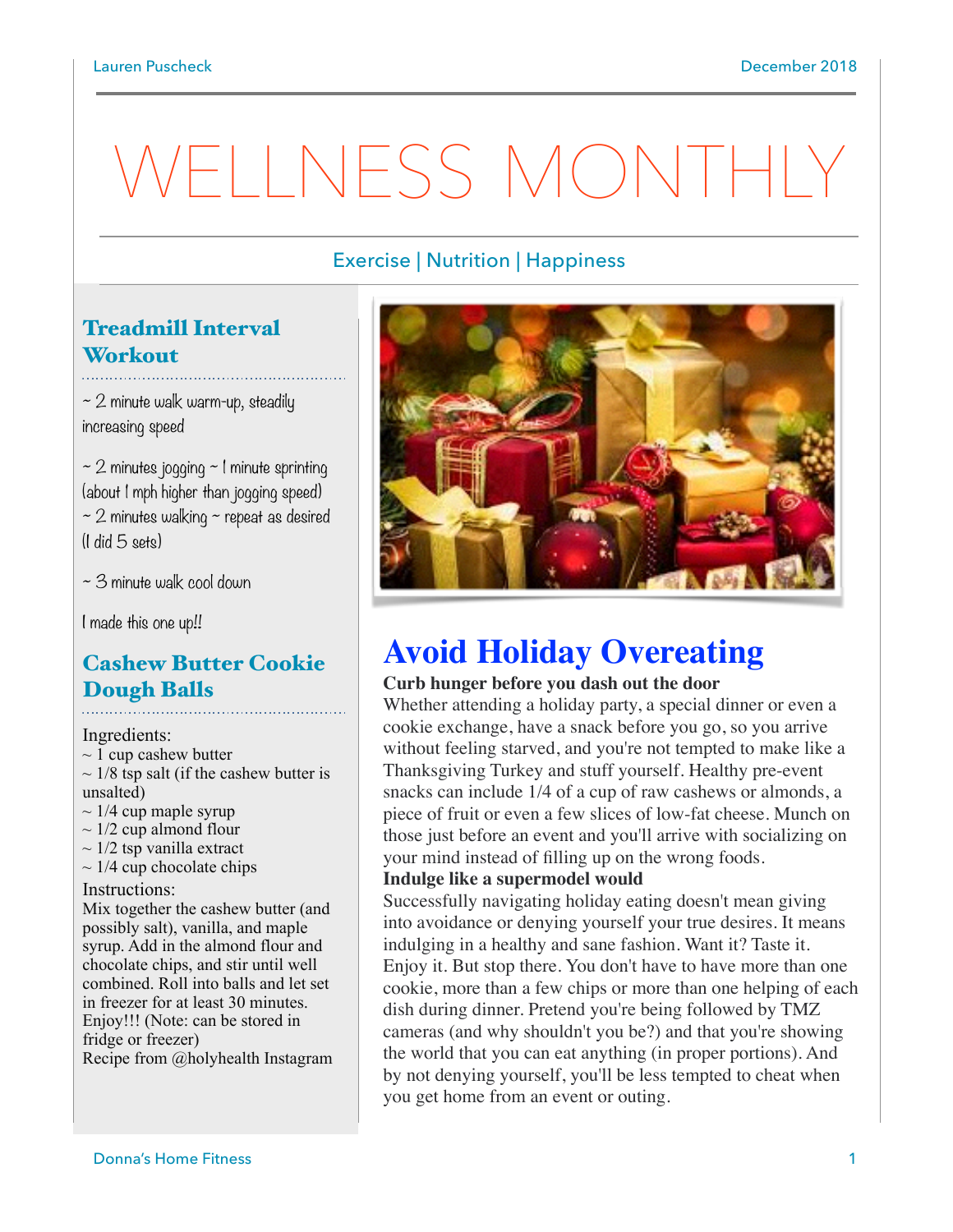# WELLNESS MONTHLY

Exercise | Nutrition | Happiness

## Treadmill Interval Workout

~ 2 minute walk warm-up, steadily increasing speed

~ 2 minutes jogging ~ 1 minute sprinting (about 1 mph higher than jogging speed) ~ 2 minutes walking ~ repeat as desired (I did 5 sets)

~ 3 minute walk cool down

I made this one up!!

## Cashew Butter Cookie Dough Balls

Ingredients:

- ~ 1 cup cashew butter
- ~ 1/8 tsp salt (if the cashew butter is unsalted)
- ~ 1/4 cup maple syrup
- ~ 1/2 cup almond flour
- ~ 1/2 tsp vanilla extract
- ~ 1/4 cup chocolate chips

Instructions:

Mix together the cashew butter (and possibly salt), vanilla, and maple syrup. Add in the almond flour and chocolate chips, and stir until well combined. Roll into balls and let set in freezer for at least 30 minutes. Enjoy!!! (Note: can be stored in fridge or freezer)

Recipe from @holyhealth Instagram

## Avoid Holiday Overeating

**Curb hunger before you dash out the door**

Whether attending a holiday party, a special dinner or even a cookie exchange, have a snack before you go, so you arrive without feeling starved, and you're not tempted to make like a Thanksgiving Turkey and stuff yourself. Healthy pre-event snacks can include 1/4 of a cup of raw cashews or almonds, a piece of fruit or even a few slices of low-fat cheese. Munch on those just before an event and you'll arrive with socializing on your mind instead of filling up on the wrong foods.

**Indulge like a supermodel would**

Successfully navigating holiday eating doesn't mean giving into avoidance or denying yourself your true desires. It means indulging in a healthy and sane fashion. Want it? Taste it. Enjoy it. But stop there. You don't have to have more than one cookie, more than a few chips or more than one helping of each dish during dinner. Pretend you're being followed by TMZ cameras (and why shouldn't you be?) and that you're showing the world that you can eat anything (in proper portions). And by not denying yourself, you'll be less tempted to cheat when you get home from an event or outing.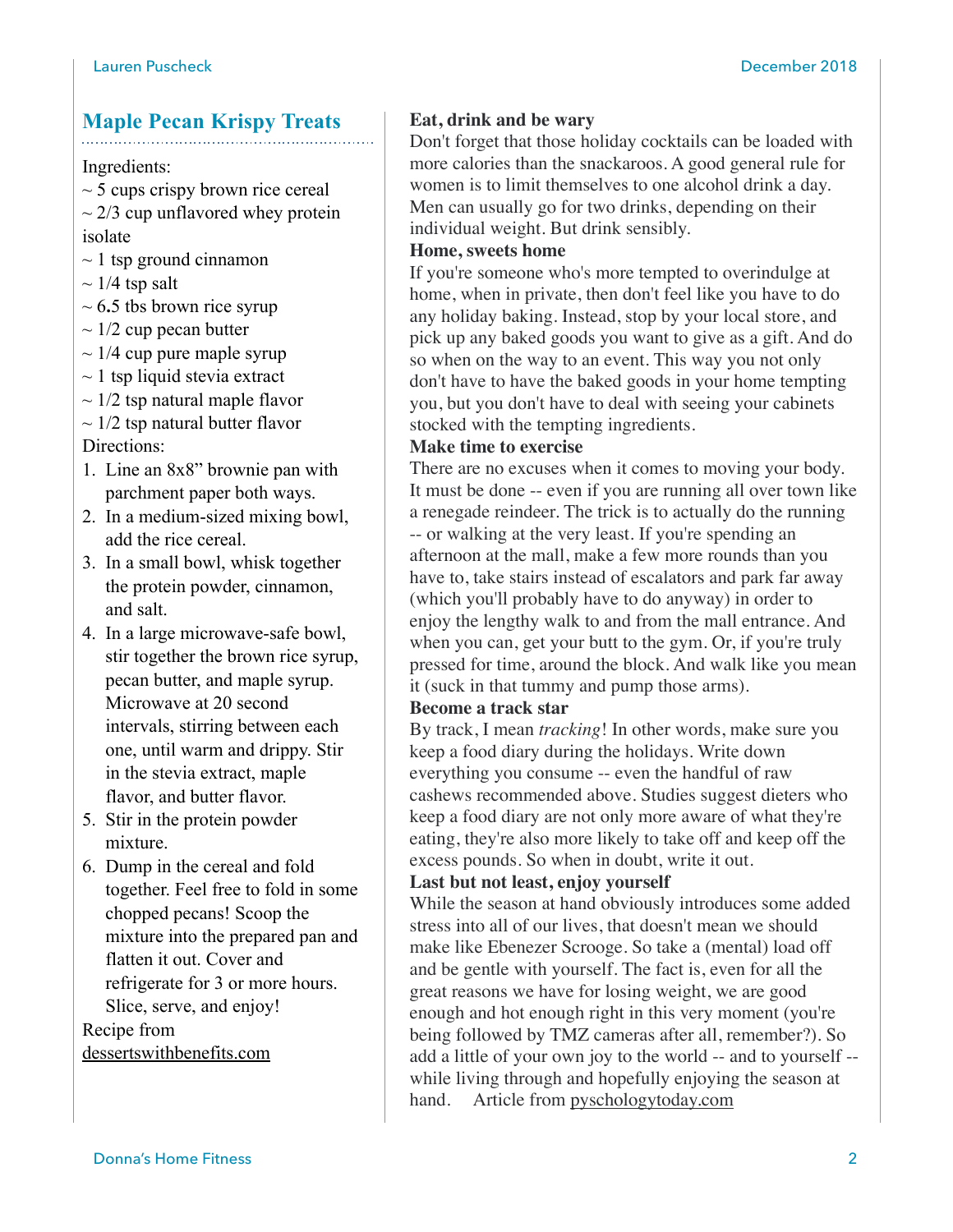## Maple Pecan Krispy Treats

Ingredients:

- ~ 5 cups crispy brown rice cereal
- ~ 2/3 cup unflavored whey protein isolate
- ~ 1 tsp ground cinnamon
- ~ 1/4 tsp salt
- ~ 6.5 tbs brown rice syrup
- ~ 1/2 cup pecan butter
- ~ 1/4 cup pure maple syrup
- ~ 1 tsp liquid stevia extract
- ~ 1/2 tsp natural maple flavor
- ~ 1/2 tsp natural butter flavor

Directions:

1. Line an 8x8" brownie pan with parchment paper both ways.
2. In a medium-sized mixing bowl, add the rice cereal.
3. In a small bowl, whisk together the protein powder, cinnamon, and salt.
4. In a large microwave-safe bowl, stir together the brown rice syrup, pecan butter, and maple syrup. Microwave at 20 second intervals, stirring between each one, until warm and drippy. Stir in the stevia extract, maple flavor, and butter flavor.
5. Stir in the protein powder mixture.
6. Dump in the cereal and fold together. Feel free to fold in some chopped pecans! Scoop the mixture into the prepared pan and flatten it out. Cover and refrigerate for 3 or more hours. Slice, serve, and enjoy!

Recipe from dessertswithbenefits.com

**Eat, drink and be wary**

Don't forget that those holiday cocktails can be loaded with more calories than the snackaroos. A good general rule for women is to limit themselves to one alcohol drink a day. Men can usually go for two drinks, depending on their individual weight. But drink sensibly.

**Home, sweets home**

If you're someone who's more tempted to overindulge at home, when in private, then don't feel like you have to do any holiday baking. Instead, stop by your local store, and pick up any baked goods you want to give as a gift. And do so when on the way to an event. This way you not only don't have to have the baked goods in your home tempting you, but you don't have to deal with seeing your cabinets stocked with the tempting ingredients.

**Make time to exercise**

There are no excuses when it comes to moving your body. It must be done -- even if you are running all over town like a renegade reindeer. The trick is to actually do the running -- or walking at the very least. If you're spending an afternoon at the mall, make a few more rounds than you have to, take stairs instead of escalators and park far away (which you'll probably have to do anyway) in order to enjoy the lengthy walk to and from the mall entrance. And when you can, get your butt to the gym. Or, if you're truly pressed for time, around the block. And walk like you mean it (suck in that tummy and pump those arms).

**Become a track star**

By track, I mean *tracking*! In other words, make sure you keep a food diary during the holidays. Write down everything you consume -- even the handful of raw cashews recommended above. Studies suggest dieters who keep a food diary are not only more aware of what they're eating, they're also more likely to take off and keep off the excess pounds. So when in doubt, write it out.

**Last but not least, enjoy yourself**

While the season at hand obviously introduces some added stress into all of our lives, that doesn't mean we should make like Ebenezer Scrooge. So take a (mental) load off and be gentle with yourself. The fact is, even for all the great reasons we have for losing weight, we are good enough and hot enough right in this very moment (you're being followed by TMZ cameras after all, remember?). So add a little of your own joy to the world -- and to yourself -- while living through and hopefully enjoying the season at hand. Article from pyschologytoday.com